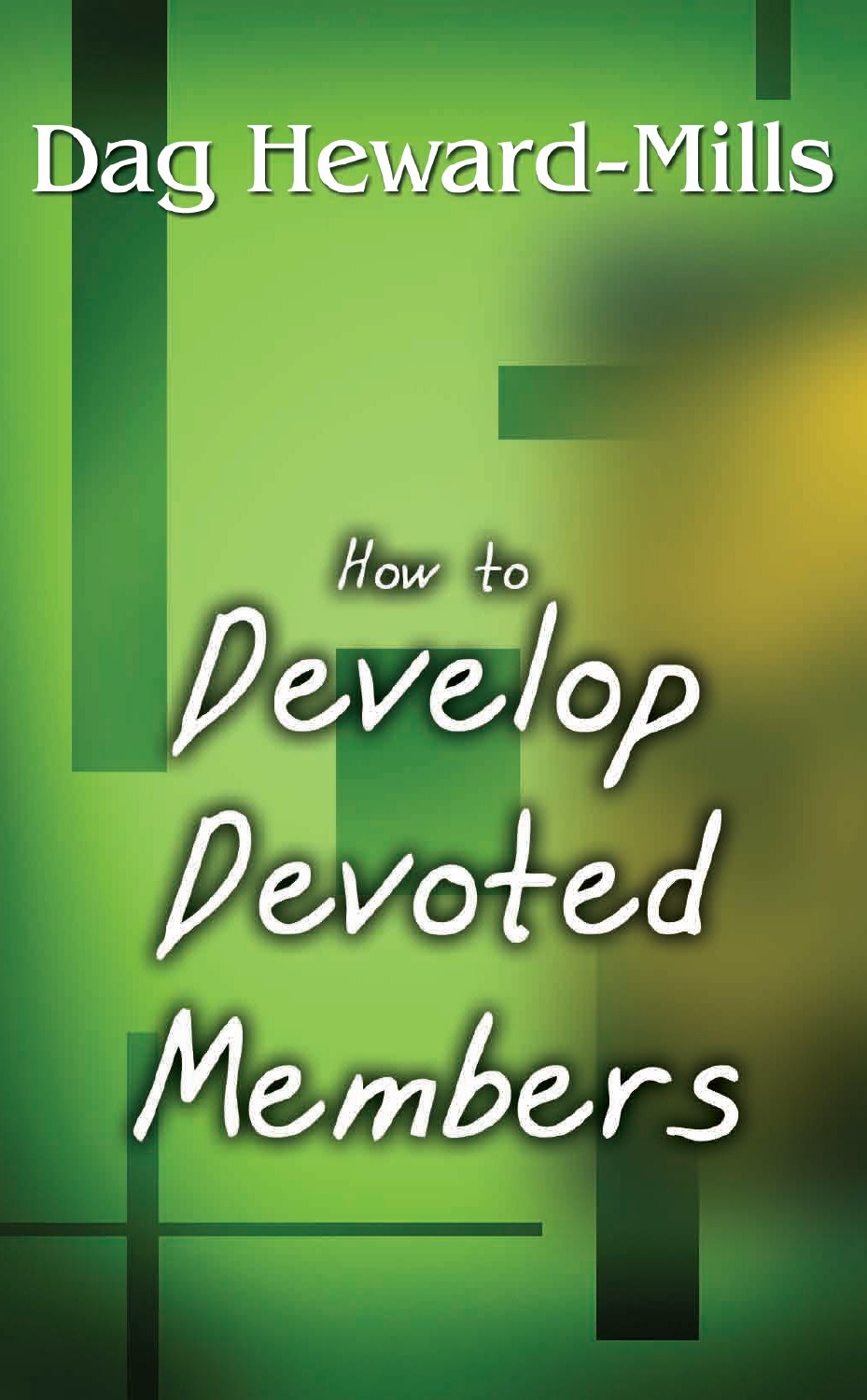Dag Heward-Mills

# How to Develop Devoted Members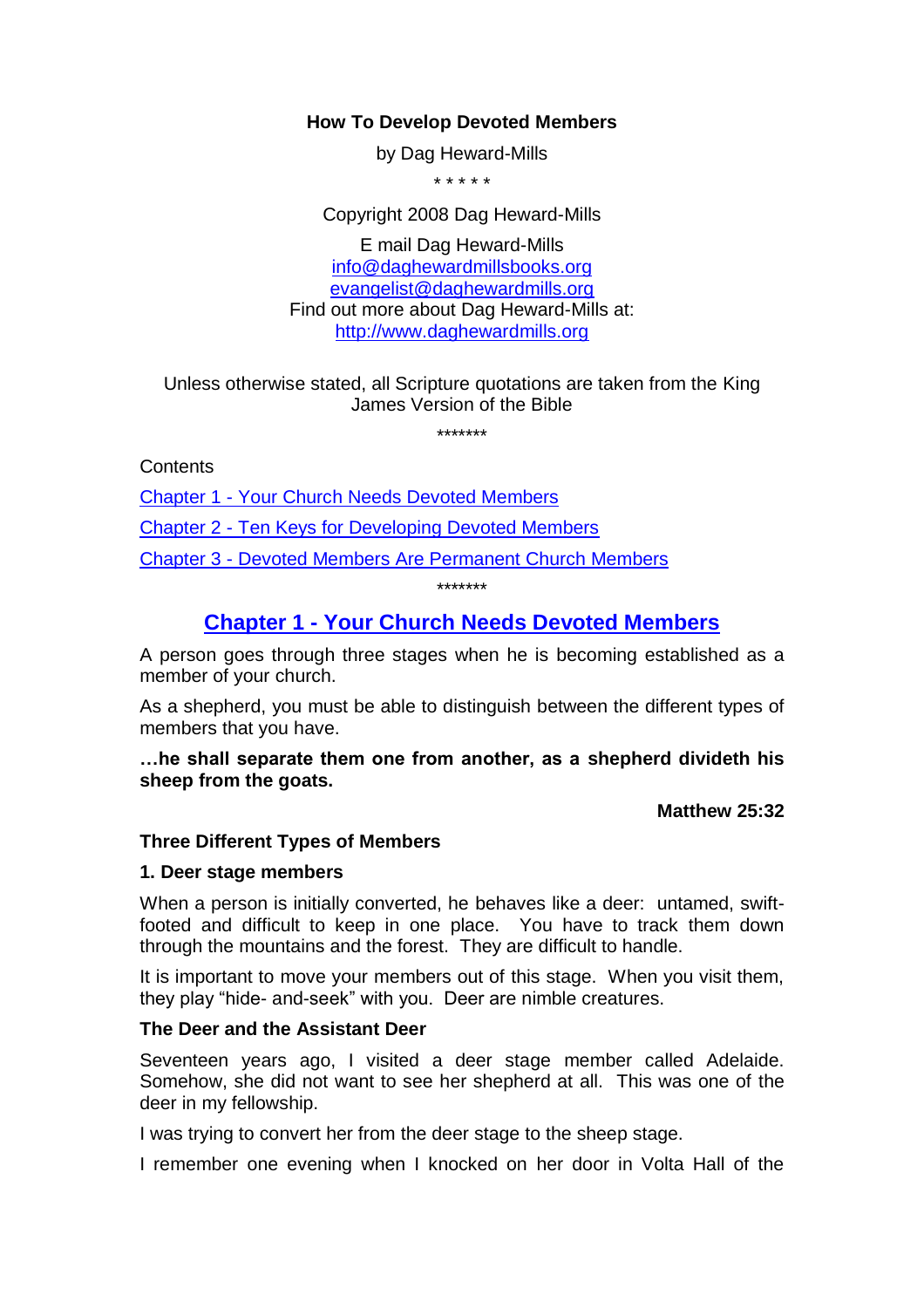**How To Develop Devoted Members**

by Dag Heward-Mills

* * * * *

Copyright 2008 Dag Heward-Mills

E mail Dag Heward-Mills
info@daghewardmillsbooks.org
evangelist@daghewardmills.org
Find out more about Dag Heward-Mills at:
http://www.daghewardmills.org

Unless otherwise stated, all Scripture quotations are taken from the King James Version of the Bible

*******

Contents

[Chapter 1 - Your Church Needs Devoted Members](#chapter-1---your-church-needs-devoted-members)

[Chapter 2 - Ten Keys for Developing Devoted Members]()

[Chapter 3 - Devoted Members Are Permanent Church Members]()

*******

## Chapter 1 - Your Church Needs Devoted Members

A person goes through three stages when he is becoming established as a member of your church.

As a shepherd, you must be able to distinguish between the different types of members that you have.

**…he shall separate them one from another, as a shepherd divideth his sheep from the goats.**

**Matthew 25:32**

### Three Different Types of Members

#### 1. Deer stage members

When a person is initially converted, he behaves like a deer: untamed, swift-footed and difficult to keep in one place. You have to track them down through the mountains and the forest. They are difficult to handle.

It is important to move your members out of this stage. When you visit them, they play "hide- and-seek" with you. Deer are nimble creatures.

#### The Deer and the Assistant Deer

Seventeen years ago, I visited a deer stage member called Adelaide. Somehow, she did not want to see her shepherd at all. This was one of the deer in my fellowship.

I was trying to convert her from the deer stage to the sheep stage.

I remember one evening when I knocked on her door in Volta Hall of the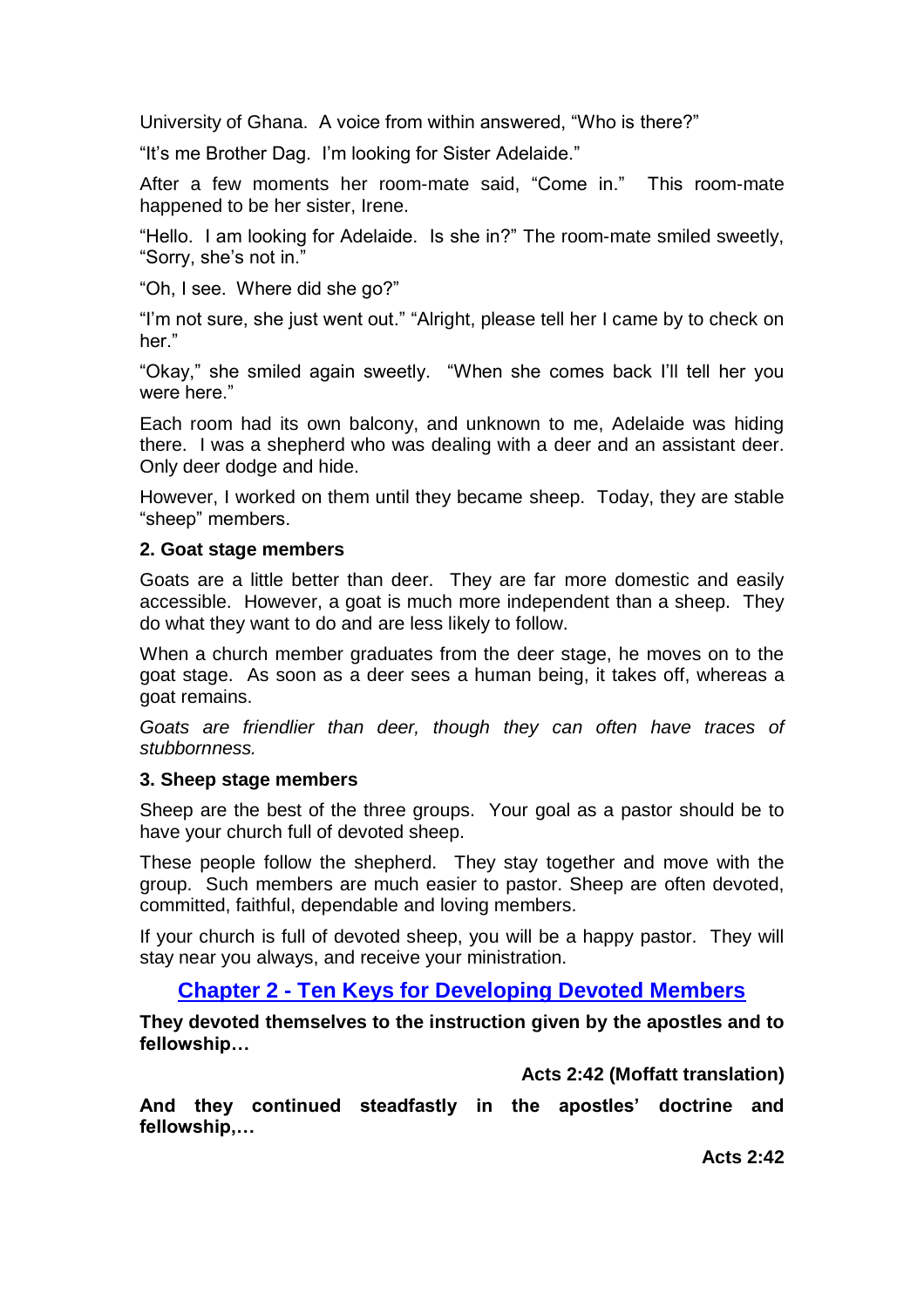University of Ghana. A voice from within answered, “Who is there?”

“It’s me Brother Dag. I’m looking for Sister Adelaide.”

After a few moments her room-mate said, “Come in.” This room-mate happened to be her sister, Irene.

“Hello. I am looking for Adelaide. Is she in?” The room-mate smiled sweetly, “Sorry, she’s not in.”

“Oh, I see. Where did she go?”

“I’m not sure, she just went out.” “Alright, please tell her I came by to check on her.”

“Okay,” she smiled again sweetly. “When she comes back I’ll tell her you were here.”

Each room had its own balcony, and unknown to me, Adelaide was hiding there. I was a shepherd who was dealing with a deer and an assistant deer. Only deer dodge and hide.

However, I worked on them until they became sheep. Today, they are stable “sheep” members.

**2. Goat stage members**

Goats are a little better than deer. They are far more domestic and easily accessible. However, a goat is much more independent than a sheep. They do what they want to do and are less likely to follow.

When a church member graduates from the deer stage, he moves on to the goat stage. As soon as a deer sees a human being, it takes off, whereas a goat remains.

*Goats are friendlier than deer, though they can often have traces of stubbornness.*

**3. Sheep stage members**

Sheep are the best of the three groups. Your goal as a pastor should be to have your church full of devoted sheep.

These people follow the shepherd. They stay together and move with the group. Such members are much easier to pastor. Sheep are often devoted, committed, faithful, dependable and loving members.

If your church is full of devoted sheep, you will be a happy pastor. They will stay near you always, and receive your ministration.

## Chapter 2 - Ten Keys for Developing Devoted Members

**They devoted themselves to the instruction given by the apostles and to fellowship…**

**Acts 2:42 (Moffatt translation)**

**And they continued steadfastly in the apostles’ doctrine and fellowship,…**

**Acts 2:42**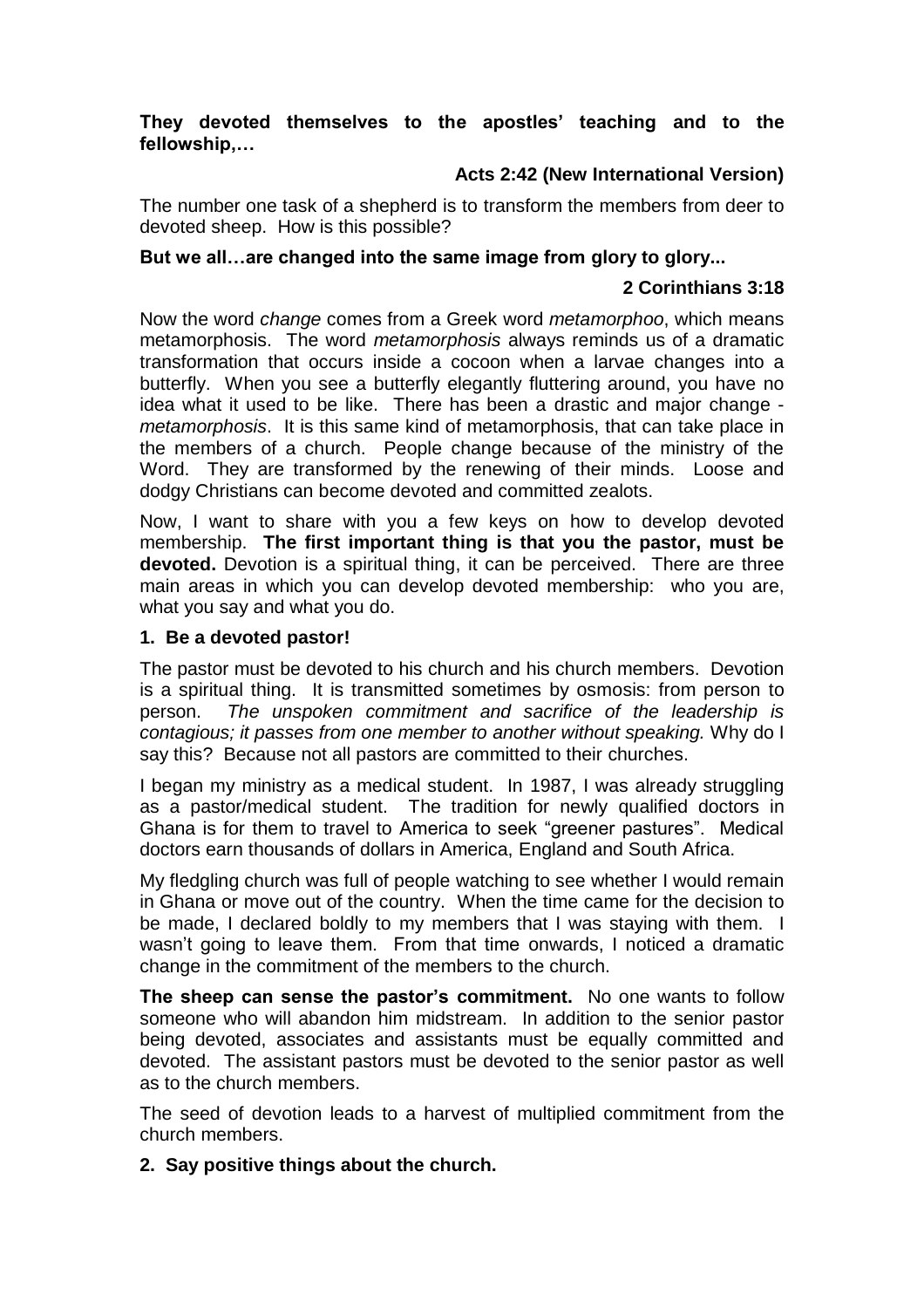**They devoted themselves to the apostles' teaching and to the fellowship,…**

**Acts 2:42 (New International Version)**

The number one task of a shepherd is to transform the members from deer to devoted sheep. How is this possible?

**But we all…are changed into the same image from glory to glory...**

**2 Corinthians 3:18**

Now the word *change* comes from a Greek word *metamorphoo*, which means metamorphosis. The word *metamorphosis* always reminds us of a dramatic transformation that occurs inside a cocoon when a larvae changes into a butterfly. When you see a butterfly elegantly fluttering around, you have no idea what it used to be like. There has been a drastic and major change - *metamorphosis*. It is this same kind of metamorphosis, that can take place in the members of a church. People change because of the ministry of the Word. They are transformed by the renewing of their minds. Loose and dodgy Christians can become devoted and committed zealots.

Now, I want to share with you a few keys on how to develop devoted membership. **The first important thing is that you the pastor, must be devoted.** Devotion is a spiritual thing, it can be perceived. There are three main areas in which you can develop devoted membership: who you are, what you say and what you do.

**1. Be a devoted pastor!**

The pastor must be devoted to his church and his church members. Devotion is a spiritual thing. It is transmitted sometimes by osmosis: from person to person. *The unspoken commitment and sacrifice of the leadership is contagious; it passes from one member to another without speaking.* Why do I say this? Because not all pastors are committed to their churches.

I began my ministry as a medical student. In 1987, I was already struggling as a pastor/medical student. The tradition for newly qualified doctors in Ghana is for them to travel to America to seek "greener pastures". Medical doctors earn thousands of dollars in America, England and South Africa.

My fledgling church was full of people watching to see whether I would remain in Ghana or move out of the country. When the time came for the decision to be made, I declared boldly to my members that I was staying with them. I wasn't going to leave them. From that time onwards, I noticed a dramatic change in the commitment of the members to the church.

**The sheep can sense the pastor's commitment.** No one wants to follow someone who will abandon him midstream. In addition to the senior pastor being devoted, associates and assistants must be equally committed and devoted. The assistant pastors must be devoted to the senior pastor as well as to the church members.

The seed of devotion leads to a harvest of multiplied commitment from the church members.

**2. Say positive things about the church.**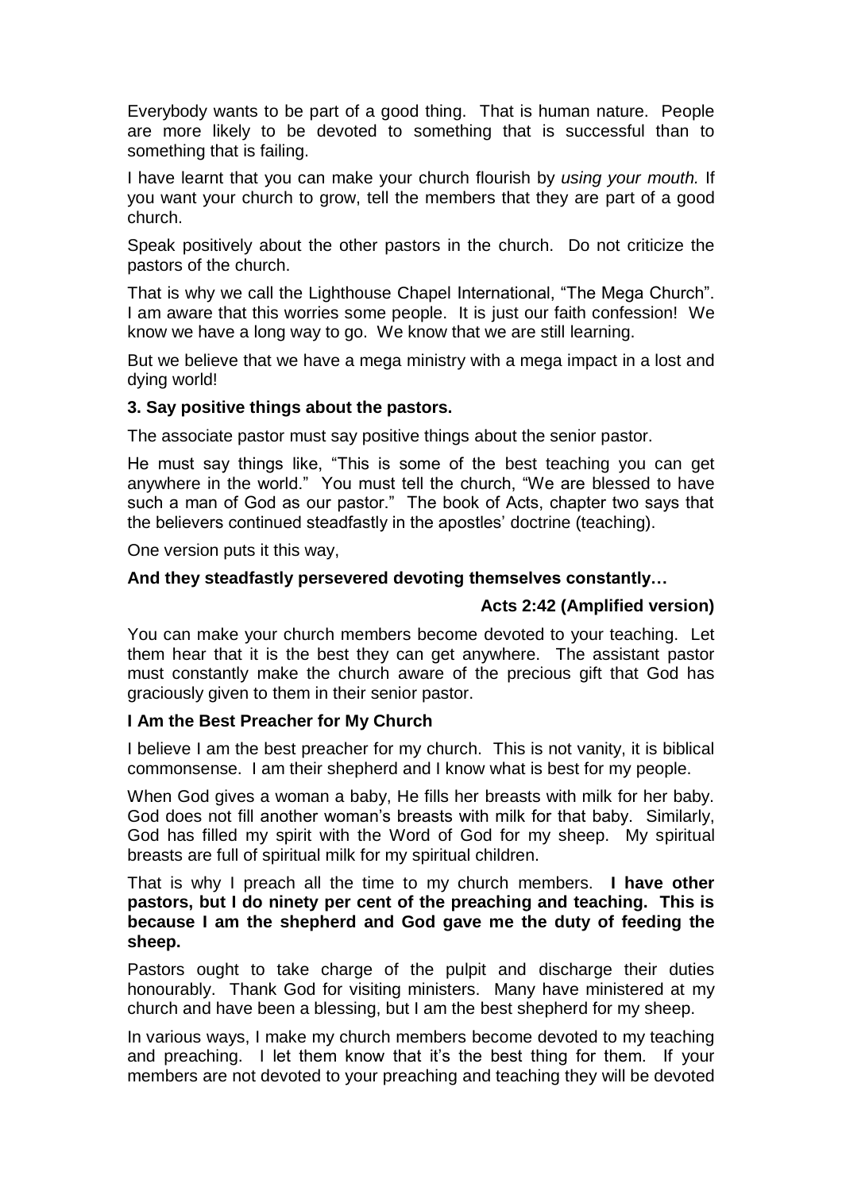Everybody wants to be part of a good thing. That is human nature. People are more likely to be devoted to something that is successful than to something that is failing.

I have learnt that you can make your church flourish by *using your mouth.* If you want your church to grow, tell the members that they are part of a good church.

Speak positively about the other pastors in the church. Do not criticize the pastors of the church.

That is why we call the Lighthouse Chapel International, "The Mega Church". I am aware that this worries some people. It is just our faith confession! We know we have a long way to go. We know that we are still learning.

But we believe that we have a mega ministry with a mega impact in a lost and dying world!

### 3. Say positive things about the pastors.

The associate pastor must say positive things about the senior pastor.

He must say things like, "This is some of the best teaching you can get anywhere in the world." You must tell the church, "We are blessed to have such a man of God as our pastor." The book of Acts, chapter two says that the believers continued steadfastly in the apostles' doctrine (teaching).

One version puts it this way,

**And they steadfastly persevered devoting themselves constantly…**

**Acts 2:42 (Amplified version)**

You can make your church members become devoted to your teaching. Let them hear that it is the best they can get anywhere. The assistant pastor must constantly make the church aware of the precious gift that God has graciously given to them in their senior pastor.

### I Am the Best Preacher for My Church

I believe I am the best preacher for my church. This is not vanity, it is biblical commonsense. I am their shepherd and I know what is best for my people.

When God gives a woman a baby, He fills her breasts with milk for her baby. God does not fill another woman's breasts with milk for that baby. Similarly, God has filled my spirit with the Word of God for my sheep. My spiritual breasts are full of spiritual milk for my spiritual children.

That is why I preach all the time to my church members. **I have other pastors, but I do ninety per cent of the preaching and teaching. This is because I am the shepherd and God gave me the duty of feeding the sheep.**

Pastors ought to take charge of the pulpit and discharge their duties honourably. Thank God for visiting ministers. Many have ministered at my church and have been a blessing, but I am the best shepherd for my sheep.

In various ways, I make my church members become devoted to my teaching and preaching. I let them know that it's the best thing for them. If your members are not devoted to your preaching and teaching they will be devoted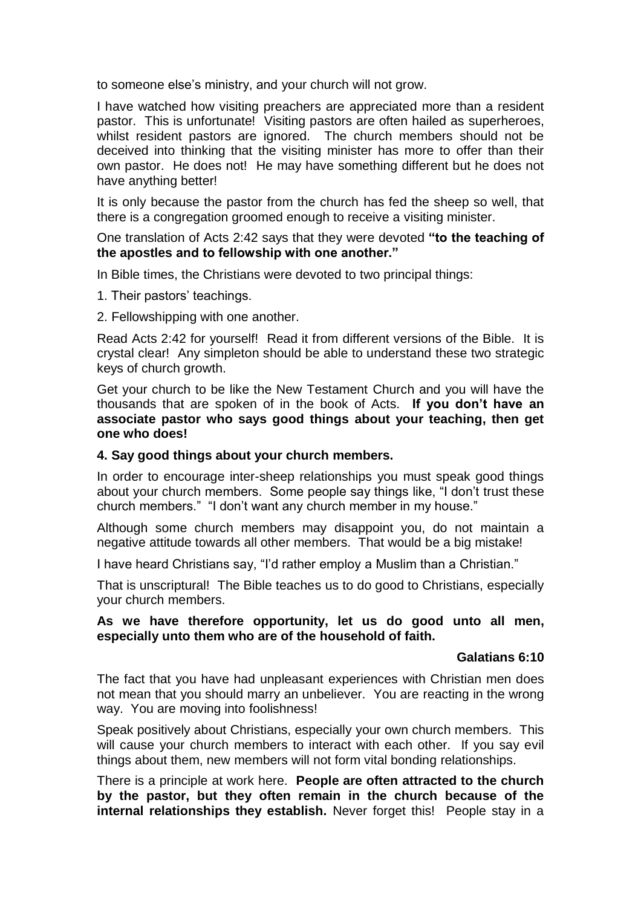to someone else's ministry, and your church will not grow.

I have watched how visiting preachers are appreciated more than a resident pastor. This is unfortunate! Visiting pastors are often hailed as superheroes, whilst resident pastors are ignored. The church members should not be deceived into thinking that the visiting minister has more to offer than their own pastor. He does not! He may have something different but he does not have anything better!

It is only because the pastor from the church has fed the sheep so well, that there is a congregation groomed enough to receive a visiting minister.

One translation of Acts 2:42 says that they were devoted **"to the teaching of the apostles and to fellowship with one another."**

In Bible times, the Christians were devoted to two principal things:

1. Their pastors' teachings.

2. Fellowshipping with one another.

Read Acts 2:42 for yourself! Read it from different versions of the Bible. It is crystal clear! Any simpleton should be able to understand these two strategic keys of church growth.

Get your church to be like the New Testament Church and you will have the thousands that are spoken of in the book of Acts. **If you don't have an associate pastor who says good things about your teaching, then get one who does!**

**4. Say good things about your church members.**

In order to encourage inter-sheep relationships you must speak good things about your church members. Some people say things like, "I don't trust these church members." "I don't want any church member in my house."

Although some church members may disappoint you, do not maintain a negative attitude towards all other members. That would be a big mistake!

I have heard Christians say, "I'd rather employ a Muslim than a Christian."

That is unscriptural! The Bible teaches us to do good to Christians, especially your church members.

**As we have therefore opportunity, let us do good unto all men, especially unto them who are of the household of faith.**

**Galatians 6:10**

The fact that you have had unpleasant experiences with Christian men does not mean that you should marry an unbeliever. You are reacting in the wrong way. You are moving into foolishness!

Speak positively about Christians, especially your own church members. This will cause your church members to interact with each other. If you say evil things about them, new members will not form vital bonding relationships.

There is a principle at work here. **People are often attracted to the church by the pastor, but they often remain in the church because of the internal relationships they establish.** Never forget this! People stay in a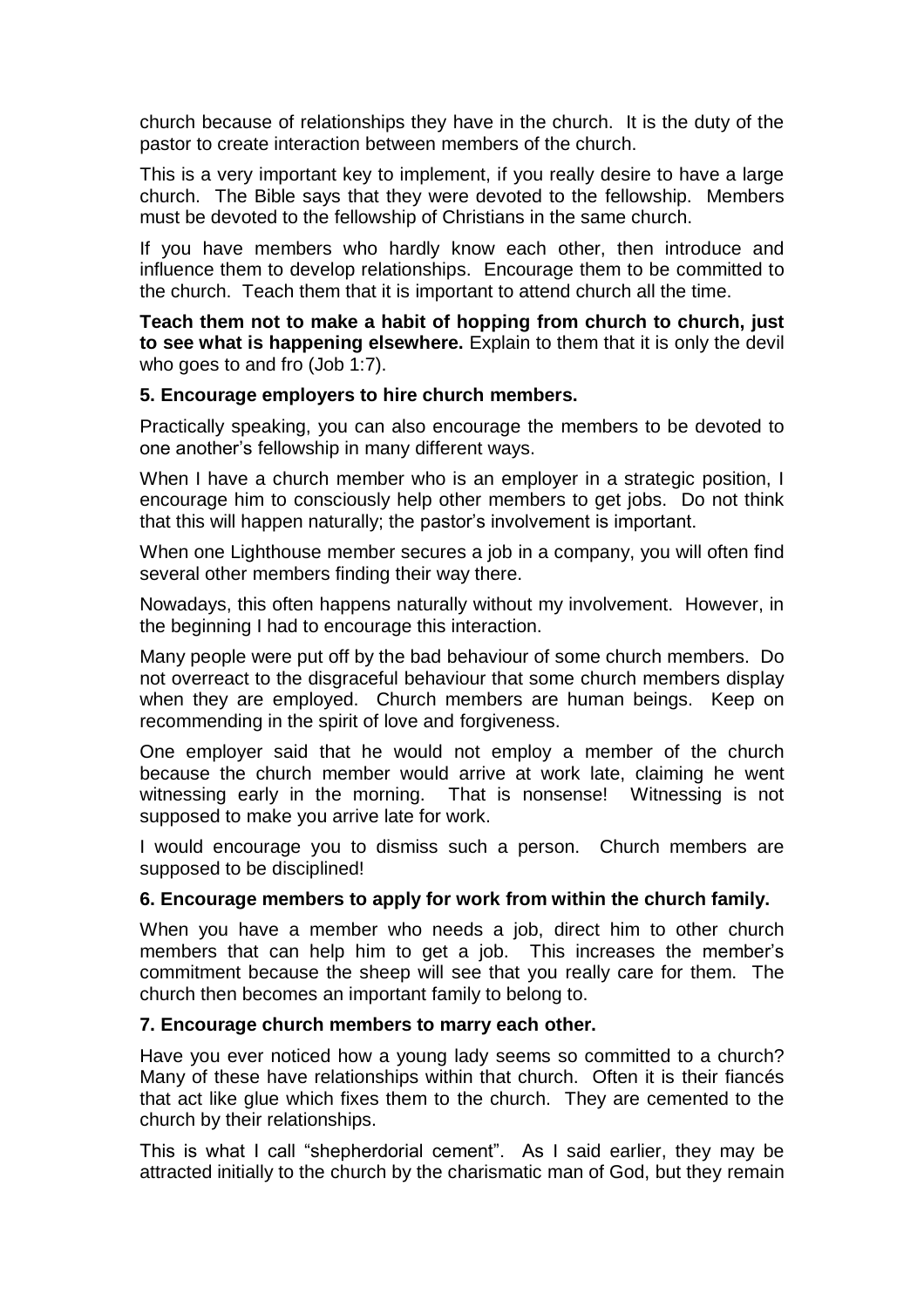church because of relationships they have in the church. It is the duty of the pastor to create interaction between members of the church.

This is a very important key to implement, if you really desire to have a large church. The Bible says that they were devoted to the fellowship. Members must be devoted to the fellowship of Christians in the same church.

If you have members who hardly know each other, then introduce and influence them to develop relationships. Encourage them to be committed to the church. Teach them that it is important to attend church all the time.

**Teach them not to make a habit of hopping from church to church, just to see what is happening elsewhere.** Explain to them that it is only the devil who goes to and fro (Job 1:7).

### 5. Encourage employers to hire church members.

Practically speaking, you can also encourage the members to be devoted to one another's fellowship in many different ways.

When I have a church member who is an employer in a strategic position, I encourage him to consciously help other members to get jobs. Do not think that this will happen naturally; the pastor's involvement is important.

When one Lighthouse member secures a job in a company, you will often find several other members finding their way there.

Nowadays, this often happens naturally without my involvement. However, in the beginning I had to encourage this interaction.

Many people were put off by the bad behaviour of some church members. Do not overreact to the disgraceful behaviour that some church members display when they are employed. Church members are human beings. Keep on recommending in the spirit of love and forgiveness.

One employer said that he would not employ a member of the church because the church member would arrive at work late, claiming he went witnessing early in the morning. That is nonsense! Witnessing is not supposed to make you arrive late for work.

I would encourage you to dismiss such a person. Church members are supposed to be disciplined!

### 6. Encourage members to apply for work from within the church family.

When you have a member who needs a job, direct him to other church members that can help him to get a job. This increases the member's commitment because the sheep will see that you really care for them. The church then becomes an important family to belong to.

### 7. Encourage church members to marry each other.

Have you ever noticed how a young lady seems so committed to a church? Many of these have relationships within that church. Often it is their fiancés that act like glue which fixes them to the church. They are cemented to the church by their relationships.

This is what I call "shepherdorial cement". As I said earlier, they may be attracted initially to the church by the charismatic man of God, but they remain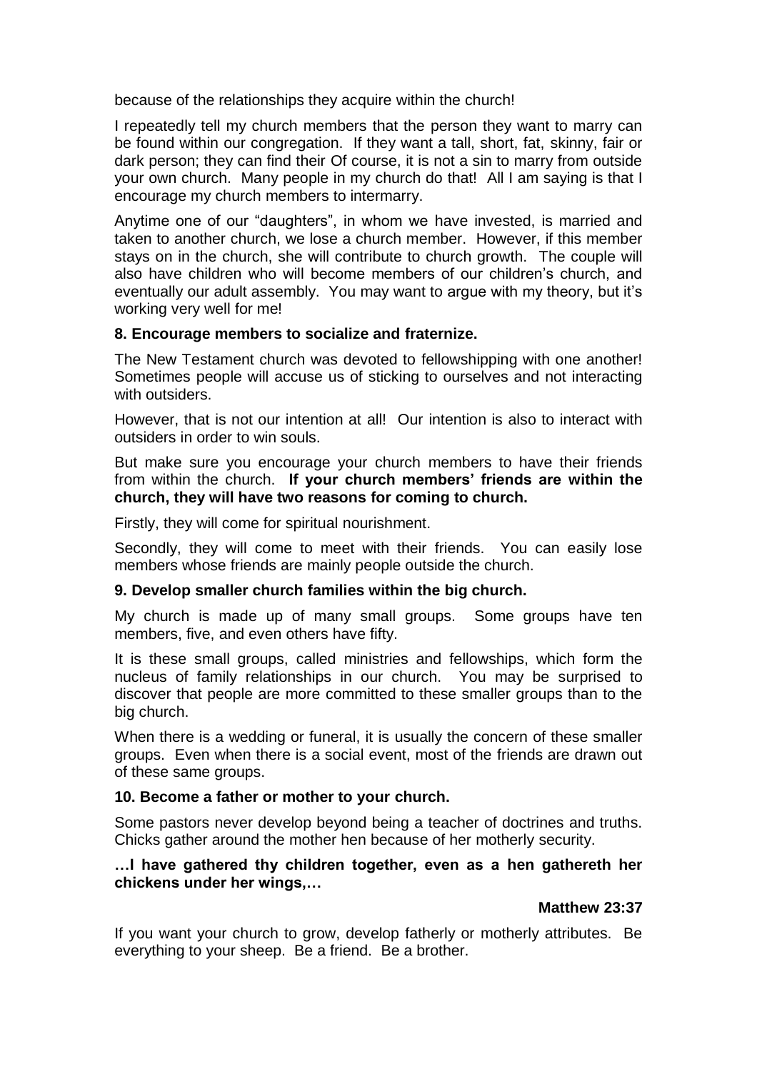because of the relationships they acquire within the church!

I repeatedly tell my church members that the person they want to marry can be found within our congregation. If they want a tall, short, fat, skinny, fair or dark person; they can find their Of course, it is not a sin to marry from outside your own church. Many people in my church do that! All I am saying is that I encourage my church members to intermarry.

Anytime one of our "daughters", in whom we have invested, is married and taken to another church, we lose a church member. However, if this member stays on in the church, she will contribute to church growth. The couple will also have children who will become members of our children's church, and eventually our adult assembly. You may want to argue with my theory, but it's working very well for me!

**8. Encourage members to socialize and fraternize.**

The New Testament church was devoted to fellowshipping with one another! Sometimes people will accuse us of sticking to ourselves and not interacting with outsiders.

However, that is not our intention at all! Our intention is also to interact with outsiders in order to win souls.

But make sure you encourage your church members to have their friends from within the church. **If your church members' friends are within the church, they will have two reasons for coming to church.**

Firstly, they will come for spiritual nourishment.

Secondly, they will come to meet with their friends. You can easily lose members whose friends are mainly people outside the church.

**9. Develop smaller church families within the big church.**

My church is made up of many small groups. Some groups have ten members, five, and even others have fifty.

It is these small groups, called ministries and fellowships, which form the nucleus of family relationships in our church. You may be surprised to discover that people are more committed to these smaller groups than to the big church.

When there is a wedding or funeral, it is usually the concern of these smaller groups. Even when there is a social event, most of the friends are drawn out of these same groups.

**10. Become a father or mother to your church.**

Some pastors never develop beyond being a teacher of doctrines and truths. Chicks gather around the mother hen because of her motherly security.

**…I have gathered thy children together, even as a hen gathereth her chickens under her wings,…**

**Matthew 23:37**

If you want your church to grow, develop fatherly or motherly attributes. Be everything to your sheep. Be a friend. Be a brother.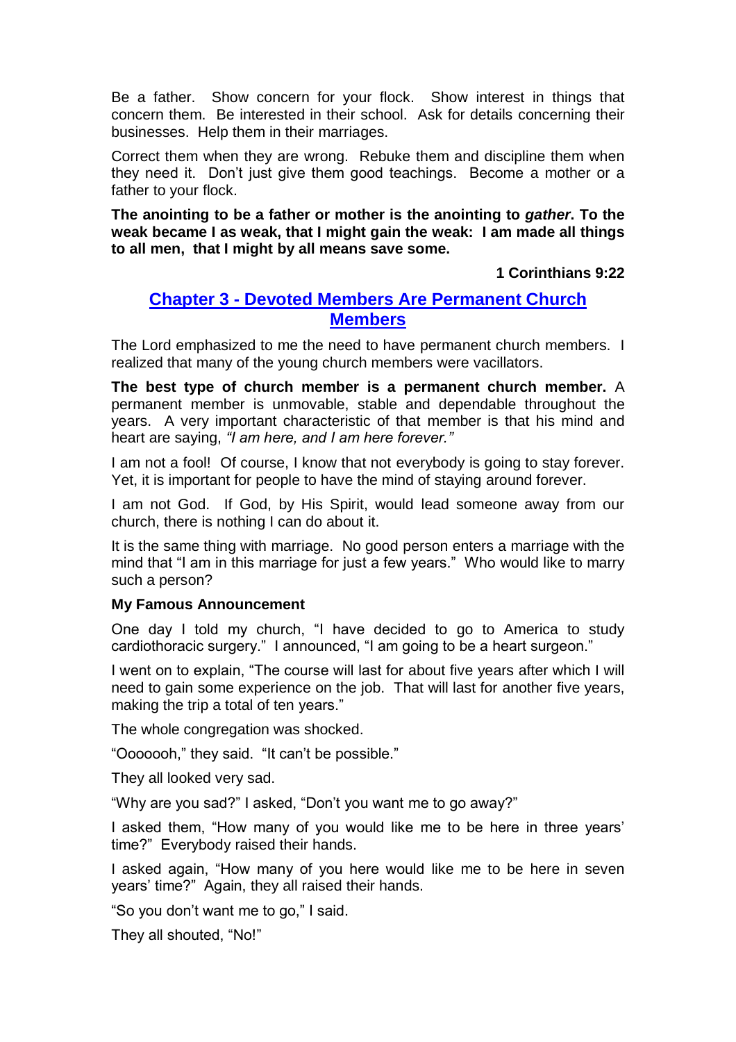Be a father. Show concern for your flock. Show interest in things that concern them. Be interested in their school. Ask for details concerning their businesses. Help them in their marriages.

Correct them when they are wrong. Rebuke them and discipline them when they need it. Don't just give them good teachings. Become a mother or a father to your flock.

**The anointing to be a father or mother is the anointing to *gather*. To the weak became I as weak, that I might gain the weak: I am made all things to all men, that I might by all means save some.**

**1 Corinthians 9:22**

## Chapter 3 - Devoted Members Are Permanent Church Members

The Lord emphasized to me the need to have permanent church members. I realized that many of the young church members were vacillators.

**The best type of church member is a permanent church member.** A permanent member is unmovable, stable and dependable throughout the years. A very important characteristic of that member is that his mind and heart are saying, *"I am here, and I am here forever."*

I am not a fool! Of course, I know that not everybody is going to stay forever. Yet, it is important for people to have the mind of staying around forever.

I am not God. If God, by His Spirit, would lead someone away from our church, there is nothing I can do about it.

It is the same thing with marriage. No good person enters a marriage with the mind that "I am in this marriage for just a few years." Who would like to marry such a person?

### My Famous Announcement

One day I told my church, "I have decided to go to America to study cardiothoracic surgery." I announced, "I am going to be a heart surgeon."

I went on to explain, "The course will last for about five years after which I will need to gain some experience on the job. That will last for another five years, making the trip a total of ten years."

The whole congregation was shocked.

"Ooooooh," they said. "It can't be possible."

They all looked very sad.

"Why are you sad?" I asked, "Don't you want me to go away?"

I asked them, "How many of you would like me to be here in three years' time?" Everybody raised their hands.

I asked again, "How many of you here would like me to be here in seven years' time?" Again, they all raised their hands.

"So you don't want me to go," I said.

They all shouted, "No!"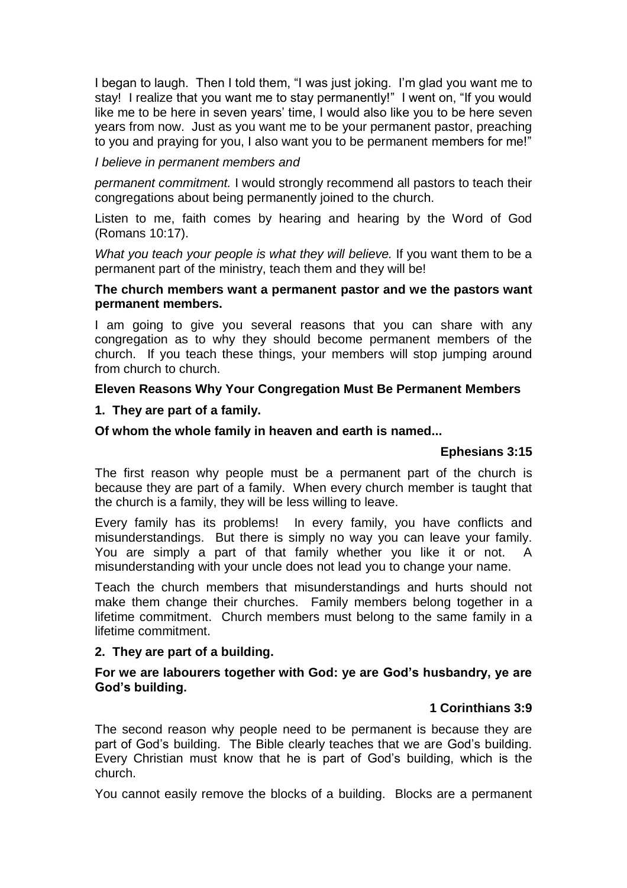I began to laugh. Then I told them, "I was just joking. I'm glad you want me to stay! I realize that you want me to stay permanently!" I went on, "If you would like me to be here in seven years' time, I would also like you to be here seven years from now. Just as you want me to be your permanent pastor, preaching to you and praying for you, I also want you to be permanent members for me!"

*I believe in permanent members and*

*permanent commitment.* I would strongly recommend all pastors to teach their congregations about being permanently joined to the church.

Listen to me, faith comes by hearing and hearing by the Word of God (Romans 10:17).

*What you teach your people is what they will believe.* If you want them to be a permanent part of the ministry, teach them and they will be!

**The church members want a permanent pastor and we the pastors want permanent members.**

I am going to give you several reasons that you can share with any congregation as to why they should become permanent members of the church. If you teach these things, your members will stop jumping around from church to church.

**Eleven Reasons Why Your Congregation Must Be Permanent Members**

**1. They are part of a family.**

**Of whom the whole family in heaven and earth is named...**

**Ephesians 3:15**

The first reason why people must be a permanent part of the church is because they are part of a family. When every church member is taught that the church is a family, they will be less willing to leave.

Every family has its problems! In every family, you have conflicts and misunderstandings. But there is simply no way you can leave your family. You are simply a part of that family whether you like it or not. A misunderstanding with your uncle does not lead you to change your name.

Teach the church members that misunderstandings and hurts should not make them change their churches. Family members belong together in a lifetime commitment. Church members must belong to the same family in a lifetime commitment.

**2. They are part of a building.**

**For we are labourers together with God: ye are God's husbandry, ye are God's building.**

**1 Corinthians 3:9**

The second reason why people need to be permanent is because they are part of God's building. The Bible clearly teaches that we are God's building. Every Christian must know that he is part of God's building, which is the church.

You cannot easily remove the blocks of a building. Blocks are a permanent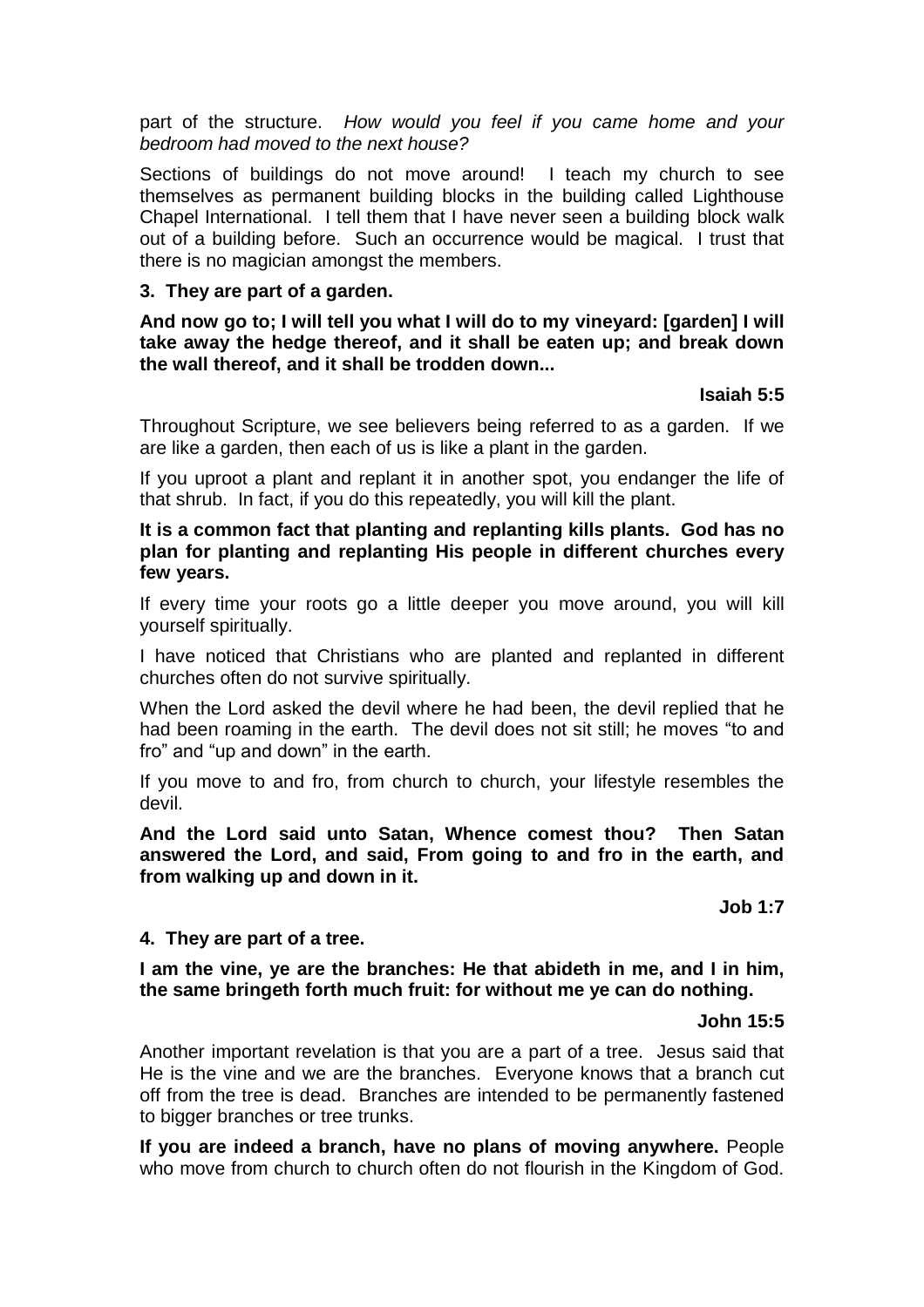part of the structure. *How would you feel if you came home and your bedroom had moved to the next house?*

Sections of buildings do not move around! I teach my church to see themselves as permanent building blocks in the building called Lighthouse Chapel International. I tell them that I have never seen a building block walk out of a building before. Such an occurrence would be magical. I trust that there is no magician amongst the members.

### 3. They are part of a garden.

**And now go to; I will tell you what I will do to my vineyard: [garden] I will take away the hedge thereof, and it shall be eaten up; and break down the wall thereof, and it shall be trodden down...**

**Isaiah 5:5**

Throughout Scripture, we see believers being referred to as a garden. If we are like a garden, then each of us is like a plant in the garden.

If you uproot a plant and replant it in another spot, you endanger the life of that shrub. In fact, if you do this repeatedly, you will kill the plant.

**It is a common fact that planting and replanting kills plants. God has no plan for planting and replanting His people in different churches every few years.**

If every time your roots go a little deeper you move around, you will kill yourself spiritually.

I have noticed that Christians who are planted and replanted in different churches often do not survive spiritually.

When the Lord asked the devil where he had been, the devil replied that he had been roaming in the earth. The devil does not sit still; he moves "to and fro" and "up and down" in the earth.

If you move to and fro, from church to church, your lifestyle resembles the devil.

**And the Lord said unto Satan, Whence comest thou? Then Satan answered the Lord, and said, From going to and fro in the earth, and from walking up and down in it.**

**Job 1:7**

### 4. They are part of a tree.

**I am the vine, ye are the branches: He that abideth in me, and I in him, the same bringeth forth much fruit: for without me ye can do nothing.**

**John 15:5**

Another important revelation is that you are a part of a tree. Jesus said that He is the vine and we are the branches. Everyone knows that a branch cut off from the tree is dead. Branches are intended to be permanently fastened to bigger branches or tree trunks.

**If you are indeed a branch, have no plans of moving anywhere.** People who move from church to church often do not flourish in the Kingdom of God.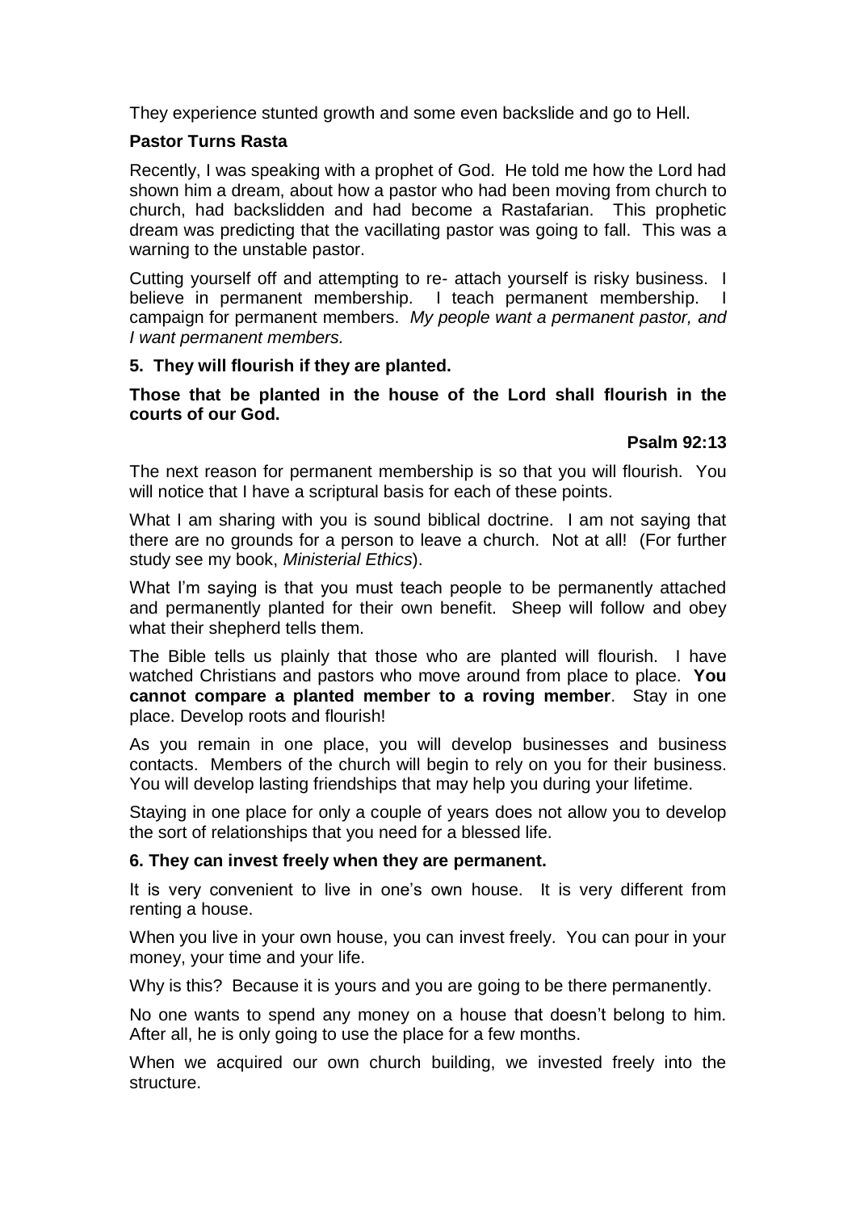They experience stunted growth and some even backslide and go to Hell.

**Pastor Turns Rasta**

Recently, I was speaking with a prophet of God. He told me how the Lord had shown him a dream, about how a pastor who had been moving from church to church, had backslidden and had become a Rastafarian. This prophetic dream was predicting that the vacillating pastor was going to fall. This was a warning to the unstable pastor.

Cutting yourself off and attempting to re- attach yourself is risky business. I believe in permanent membership. I teach permanent membership. I campaign for permanent members. *My people want a permanent pastor, and I want permanent members.*

**5. They will flourish if they are planted.**

**Those that be planted in the house of the Lord shall flourish in the courts of our God.**

**Psalm 92:13**

The next reason for permanent membership is so that you will flourish. You will notice that I have a scriptural basis for each of these points.

What I am sharing with you is sound biblical doctrine. I am not saying that there are no grounds for a person to leave a church. Not at all! (For further study see my book, *Ministerial Ethics*).

What I'm saying is that you must teach people to be permanently attached and permanently planted for their own benefit. Sheep will follow and obey what their shepherd tells them.

The Bible tells us plainly that those who are planted will flourish. I have watched Christians and pastors who move around from place to place. **You cannot compare a planted member to a roving member**. Stay in one place. Develop roots and flourish!

As you remain in one place, you will develop businesses and business contacts. Members of the church will begin to rely on you for their business. You will develop lasting friendships that may help you during your lifetime.

Staying in one place for only a couple of years does not allow you to develop the sort of relationships that you need for a blessed life.

**6. They can invest freely when they are permanent.**

It is very convenient to live in one's own house. It is very different from renting a house.

When you live in your own house, you can invest freely. You can pour in your money, your time and your life.

Why is this? Because it is yours and you are going to be there permanently.

No one wants to spend any money on a house that doesn't belong to him. After all, he is only going to use the place for a few months.

When we acquired our own church building, we invested freely into the structure.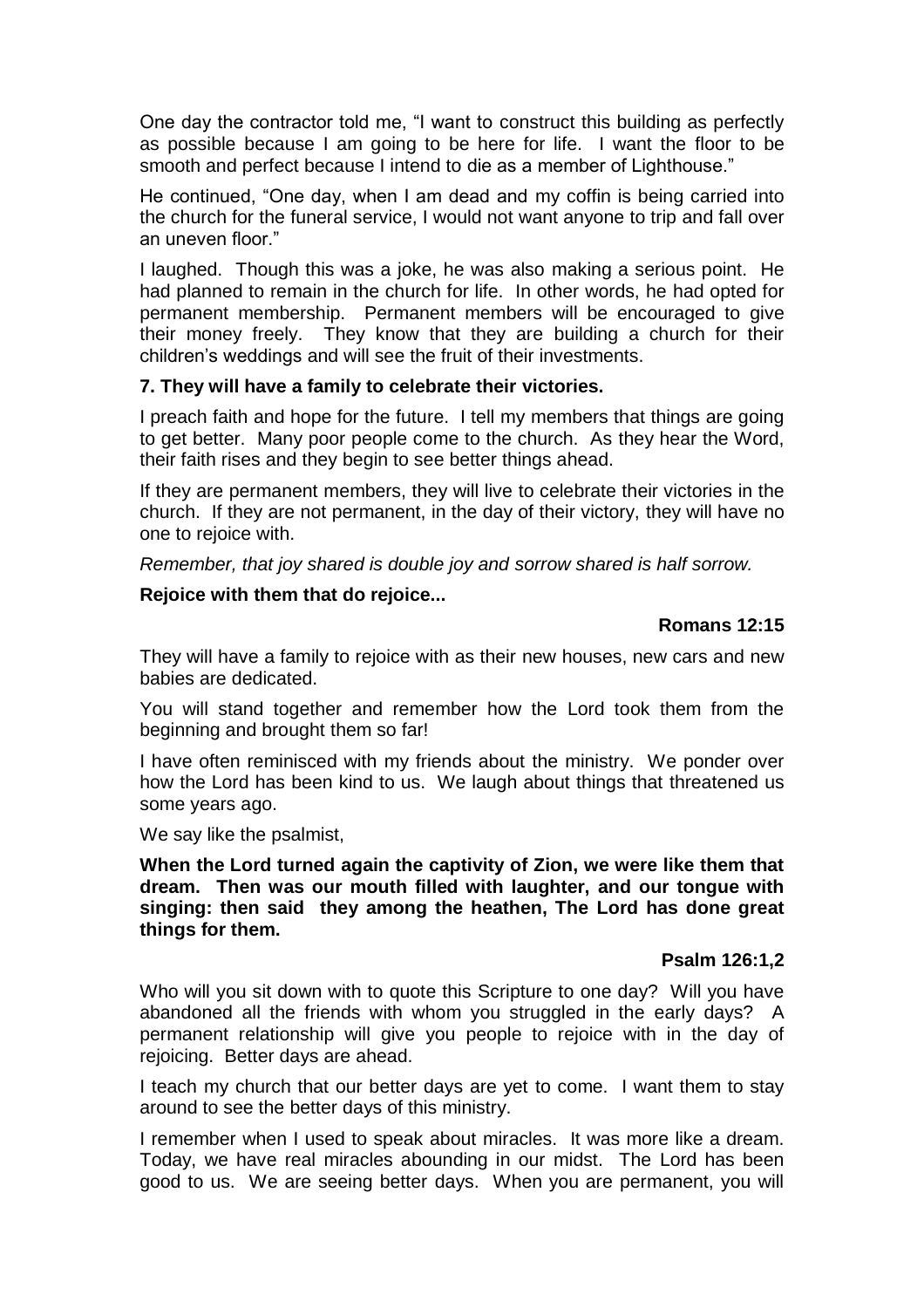One day the contractor told me, "I want to construct this building as perfectly as possible because I am going to be here for life. I want the floor to be smooth and perfect because I intend to die as a member of Lighthouse."

He continued, "One day, when I am dead and my coffin is being carried into the church for the funeral service, I would not want anyone to trip and fall over an uneven floor."

I laughed. Though this was a joke, he was also making a serious point. He had planned to remain in the church for life. In other words, he had opted for permanent membership. Permanent members will be encouraged to give their money freely. They know that they are building a church for their children's weddings and will see the fruit of their investments.

**7. They will have a family to celebrate their victories.**

I preach faith and hope for the future. I tell my members that things are going to get better. Many poor people come to the church. As they hear the Word, their faith rises and they begin to see better things ahead.

If they are permanent members, they will live to celebrate their victories in the church. If they are not permanent, in the day of their victory, they will have no one to rejoice with.

*Remember, that joy shared is double joy and sorrow shared is half sorrow.*

**Rejoice with them that do rejoice...**

**Romans 12:15**

They will have a family to rejoice with as their new houses, new cars and new babies are dedicated.

You will stand together and remember how the Lord took them from the beginning and brought them so far!

I have often reminisced with my friends about the ministry. We ponder over how the Lord has been kind to us. We laugh about things that threatened us some years ago.

We say like the psalmist,

**When the Lord turned again the captivity of Zion, we were like them that dream. Then was our mouth filled with laughter, and our tongue with singing: then said they among the heathen, The Lord has done great things for them.**

**Psalm 126:1,2**

Who will you sit down with to quote this Scripture to one day? Will you have abandoned all the friends with whom you struggled in the early days? A permanent relationship will give you people to rejoice with in the day of rejoicing. Better days are ahead.

I teach my church that our better days are yet to come. I want them to stay around to see the better days of this ministry.

I remember when I used to speak about miracles. It was more like a dream. Today, we have real miracles abounding in our midst. The Lord has been good to us. We are seeing better days. When you are permanent, you will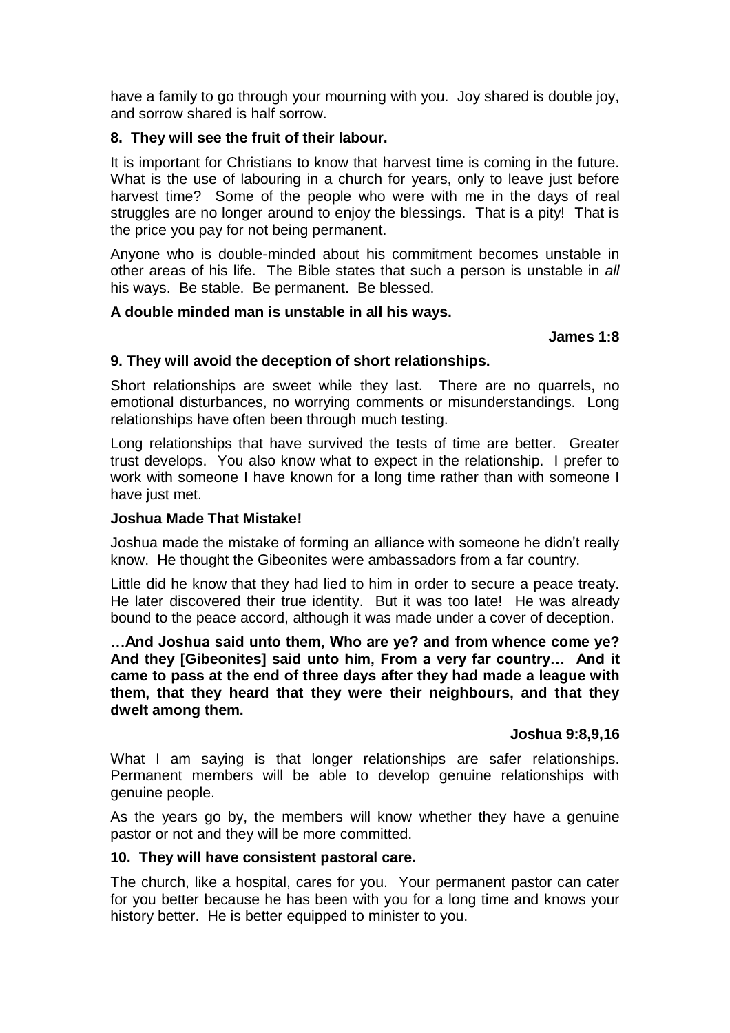have a family to go through your mourning with you. Joy shared is double joy, and sorrow shared is half sorrow.

### 8. They will see the fruit of their labour.

It is important for Christians to know that harvest time is coming in the future. What is the use of labouring in a church for years, only to leave just before harvest time? Some of the people who were with me in the days of real struggles are no longer around to enjoy the blessings. That is a pity! That is the price you pay for not being permanent.

Anyone who is double-minded about his commitment becomes unstable in other areas of his life. The Bible states that such a person is unstable in *all* his ways. Be stable. Be permanent. Be blessed.

**A double minded man is unstable in all his ways.**

**James 1:8**

### 9. They will avoid the deception of short relationships.

Short relationships are sweet while they last. There are no quarrels, no emotional disturbances, no worrying comments or misunderstandings. Long relationships have often been through much testing.

Long relationships that have survived the tests of time are better. Greater trust develops. You also know what to expect in the relationship. I prefer to work with someone I have known for a long time rather than with someone I have just met.

### Joshua Made That Mistake!

Joshua made the mistake of forming an alliance with someone he didn't really know. He thought the Gibeonites were ambassadors from a far country.

Little did he know that they had lied to him in order to secure a peace treaty. He later discovered their true identity. But it was too late! He was already bound to the peace accord, although it was made under a cover of deception.

**…And Joshua said unto them, Who are ye? and from whence come ye? And they [Gibeonites] said unto him, From a very far country… And it came to pass at the end of three days after they had made a league with them, that they heard that they were their neighbours, and that they dwelt among them.**

**Joshua 9:8,9,16**

What I am saying is that longer relationships are safer relationships. Permanent members will be able to develop genuine relationships with genuine people.

As the years go by, the members will know whether they have a genuine pastor or not and they will be more committed.

### 10. They will have consistent pastoral care.

The church, like a hospital, cares for you. Your permanent pastor can cater for you better because he has been with you for a long time and knows your history better. He is better equipped to minister to you.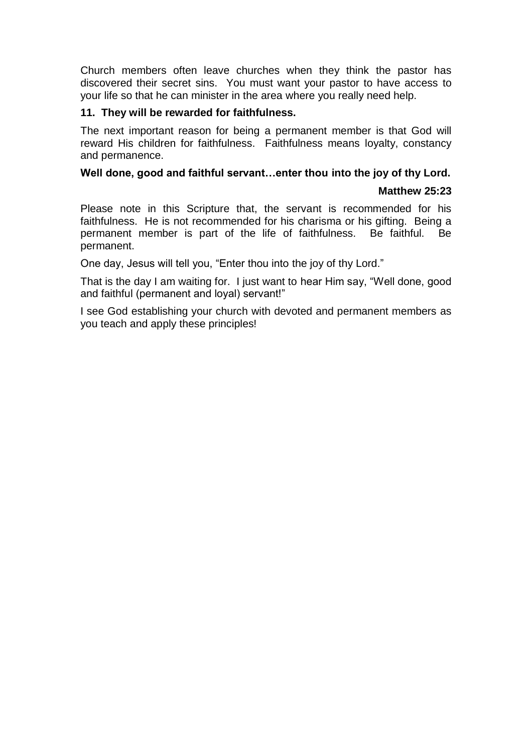Church members often leave churches when they think the pastor has discovered their secret sins. You must want your pastor to have access to your life so that he can minister in the area where you really need help.

### 11. They will be rewarded for faithfulness.

The next important reason for being a permanent member is that God will reward His children for faithfulness. Faithfulness means loyalty, constancy and permanence.

**Well done, good and faithful servant…enter thou into the joy of thy Lord.**

**Matthew 25:23**

Please note in this Scripture that, the servant is recommended for his faithfulness. He is not recommended for his charisma or his gifting. Being a permanent member is part of the life of faithfulness. Be faithful. Be permanent.

One day, Jesus will tell you, "Enter thou into the joy of thy Lord."

That is the day I am waiting for. I just want to hear Him say, "Well done, good and faithful (permanent and loyal) servant!"

I see God establishing your church with devoted and permanent members as you teach and apply these principles!